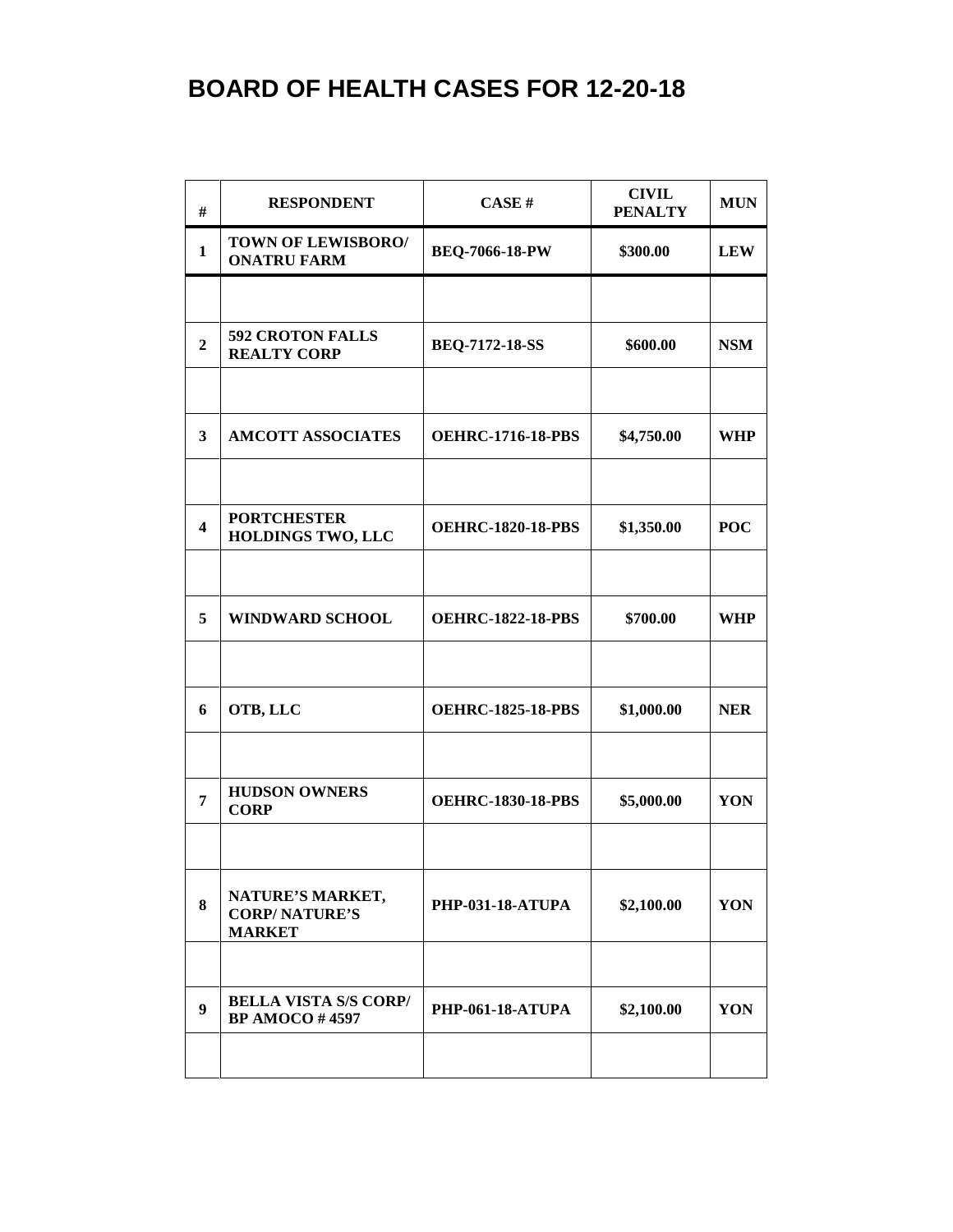# BOARD OF HEALTH CASES FOR 12-20-18

| # | RESPONDENT | CASE # | CIVIL PENALTY | MUN |
|---|---|---|---|---|
| 1 | TOWN OF LEWISBORO/ ONATRU FARM | BEQ-7066-18-PW | $300.00 | LEW |
| | | | | |
| 2 | 592 CROTON FALLS REALTY CORP | BEQ-7172-18-SS | $600.00 | NSM |
| | | | | |
| 3 | AMCOTT ASSOCIATES | OEHRC-1716-18-PBS | $4,750.00 | WHP |
| | | | | |
| 4 | PORTCHESTER HOLDINGS TWO, LLC | OEHRC-1820-18-PBS | $1,350.00 | POC |
| | | | | |
| 5 | WINDWARD SCHOOL | OEHRC-1822-18-PBS | $700.00 | WHP |
| | | | | |
| 6 | OTB, LLC | OEHRC-1825-18-PBS | $1,000.00 | NER |
| | | | | |
| 7 | HUDSON OWNERS CORP | OEHRC-1830-18-PBS | $5,000.00 | YON |
| | | | | |
| 8 | NATURE'S MARKET, CORP/ NATURE'S MARKET | PHP-031-18-ATUPA | $2,100.00 | YON |
| | | | | |
| 9 | BELLA VISTA S/S CORP/ BP AMOCO # 4597 | PHP-061-18-ATUPA | $2,100.00 | YON |
| | | | | |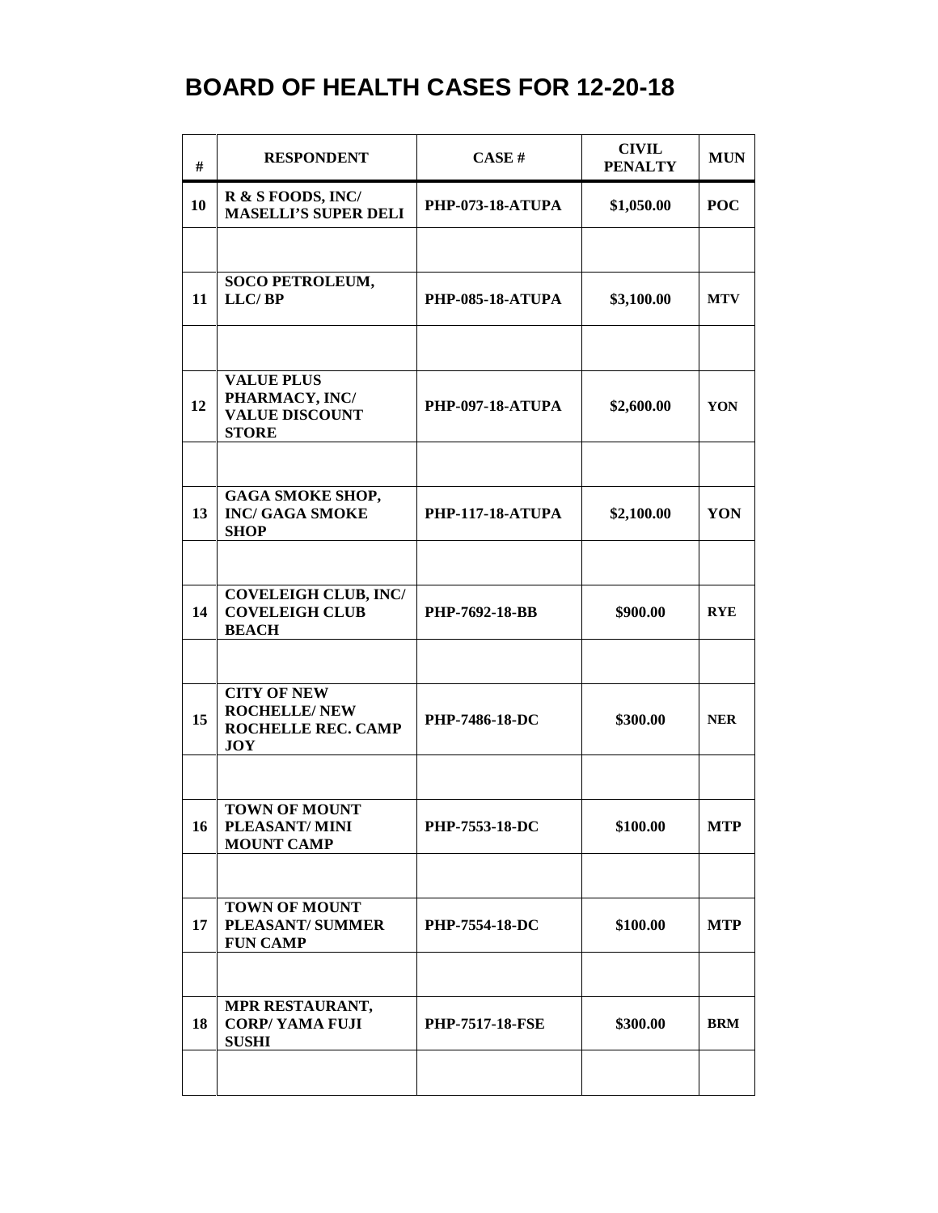# BOARD OF HEALTH CASES FOR 12-20-18

| # | RESPONDENT | CASE # | CIVIL PENALTY | MUN |
|---|---|---|---|---|
| 10 | R & S FOODS, INC/ MASELLI'S SUPER DELI | PHP-073-18-ATUPA | $1,050.00 | POC |
| | | | | |
| 11 | SOCO PETROLEUM, LLC/ BP | PHP-085-18-ATUPA | $3,100.00 | MTV |
| | | | | |
| 12 | VALUE PLUS PHARMACY, INC/ VALUE DISCOUNT STORE | PHP-097-18-ATUPA | $2,600.00 | YON |
| | | | | |
| 13 | GAGA SMOKE SHOP, INC/ GAGA SMOKE SHOP | PHP-117-18-ATUPA | $2,100.00 | YON |
| | | | | |
| 14 | COVELEIGH CLUB, INC/ COVELEIGH CLUB BEACH | PHP-7692-18-BB | $900.00 | RYE |
| | | | | |
| 15 | CITY OF NEW ROCHELLE/ NEW ROCHELLE REC. CAMP JOY | PHP-7486-18-DC | $300.00 | NER |
| | | | | |
| 16 | TOWN OF MOUNT PLEASANT/ MINI MOUNT CAMP | PHP-7553-18-DC | $100.00 | MTP |
| | | | | |
| 17 | TOWN OF MOUNT PLEASANT/ SUMMER FUN CAMP | PHP-7554-18-DC | $100.00 | MTP |
| | | | | |
| 18 | MPR RESTAURANT, CORP/ YAMA FUJI SUSHI | PHP-7517-18-FSE | $300.00 | BRM |
| | | | | |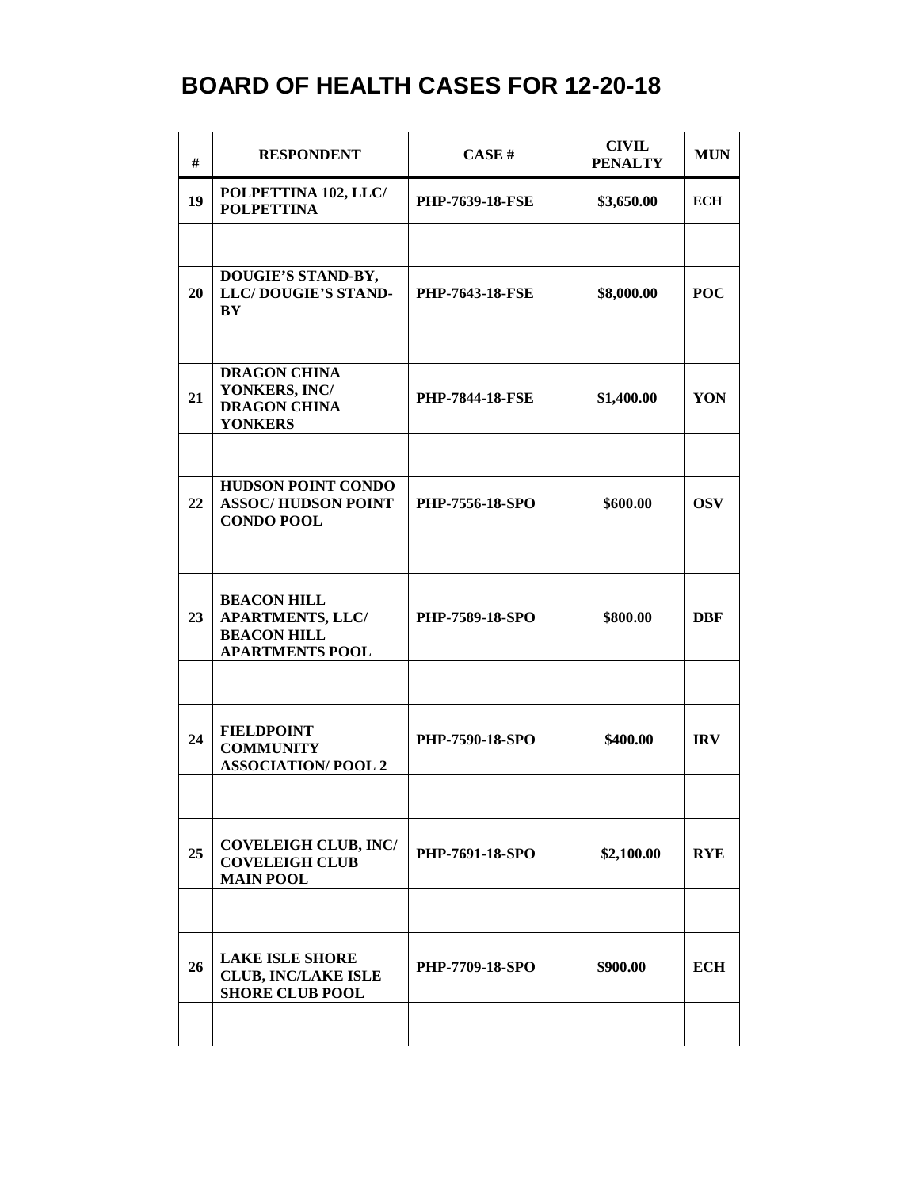# BOARD OF HEALTH CASES FOR 12-20-18

| # | RESPONDENT | CASE # | CIVIL PENALTY | MUN |
|---|---|---|---|---|
| 19 | POLPETTINA 102, LLC/ POLPETTINA | PHP-7639-18-FSE | $3,650.00 | ECH |
| | | | | |
| 20 | DOUGIE'S STAND-BY, LLC/ DOUGIE'S STAND-BY | PHP-7643-18-FSE | $8,000.00 | POC |
| | | | | |
| 21 | DRAGON CHINA YONKERS, INC/ DRAGON CHINA YONKERS | PHP-7844-18-FSE | $1,400.00 | YON |
| | | | | |
| 22 | HUDSON POINT CONDO ASSOC/ HUDSON POINT CONDO POOL | PHP-7556-18-SPO | $600.00 | OSV |
| | | | | |
| 23 | BEACON HILL APARTMENTS, LLC/ BEACON HILL APARTMENTS POOL | PHP-7589-18-SPO | $800.00 | DBF |
| | | | | |
| 24 | FIELDPOINT COMMUNITY ASSOCIATION/ POOL 2 | PHP-7590-18-SPO | $400.00 | IRV |
| | | | | |
| 25 | COVELEIGH CLUB, INC/ COVELEIGH CLUB MAIN POOL | PHP-7691-18-SPO | $2,100.00 | RYE |
| | | | | |
| 26 | LAKE ISLE SHORE CLUB, INC/LAKE ISLE SHORE CLUB POOL | PHP-7709-18-SPO | $900.00 | ECH |
| | | | | |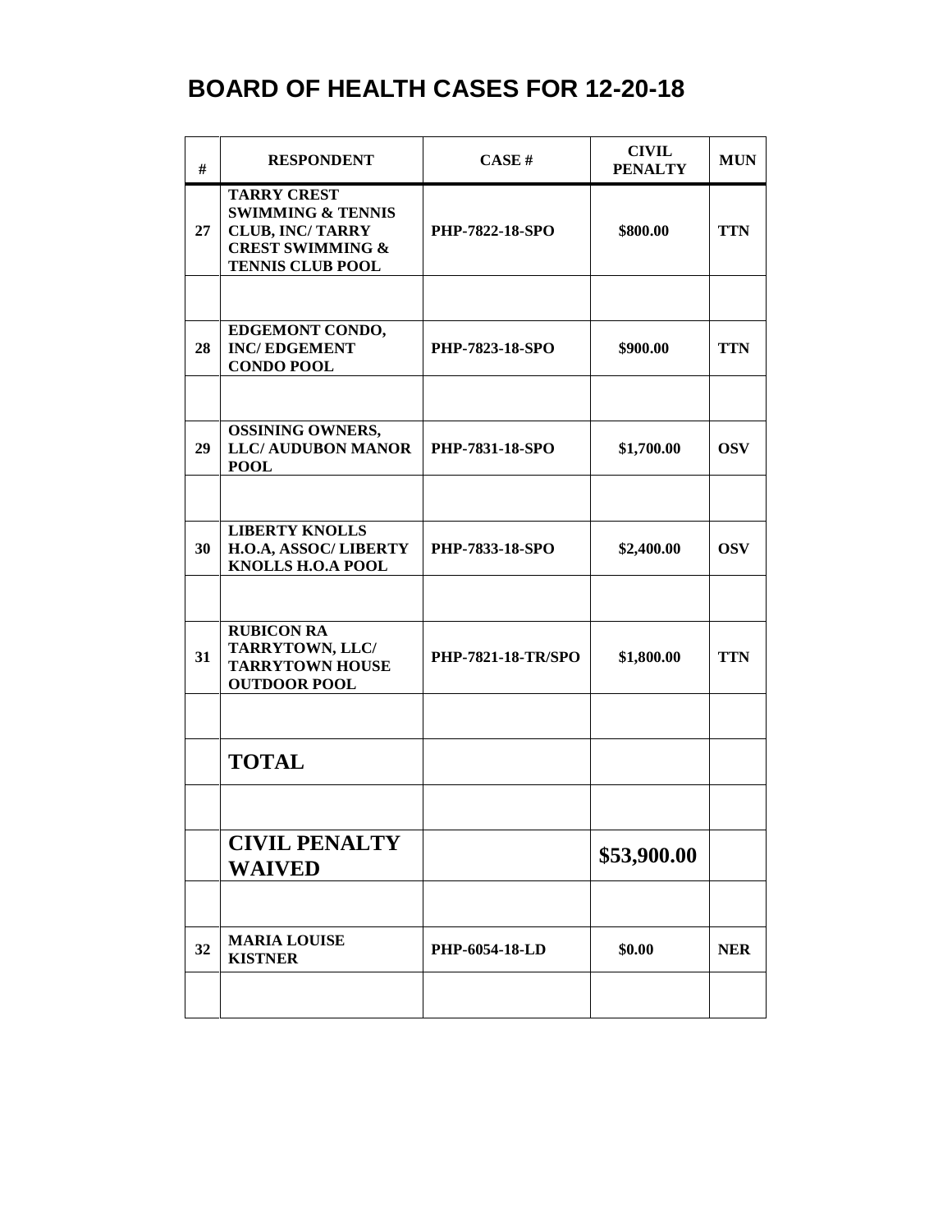# BOARD OF HEALTH CASES FOR 12-20-18

| # | RESPONDENT | CASE # | CIVIL PENALTY | MUN |
|---|---|---|---|---|
| 27 | TARRY CREST SWIMMING & TENNIS CLUB, INC/ TARRY CREST SWIMMING & TENNIS CLUB POOL | PHP-7822-18-SPO | $800.00 | TTN |
| | | | | |
| 28 | EDGEMONT CONDO, INC/ EDGEMENT CONDO POOL | PHP-7823-18-SPO | $900.00 | TTN |
| | | | | |
| 29 | OSSINING OWNERS, LLC/ AUDUBON MANOR POOL | PHP-7831-18-SPO | $1,700.00 | OSV |
| | | | | |
| 30 | LIBERTY KNOLLS H.O.A, ASSOC/ LIBERTY KNOLLS H.O.A POOL | PHP-7833-18-SPO | $2,400.00 | OSV |
| | | | | |
| 31 | RUBICON RA TARRYTOWN, LLC/ TARRYTOWN HOUSE OUTDOOR POOL | PHP-7821-18-TR/SPO | $1,800.00 | TTN |
| | | | | |
| | **TOTAL** | | | |
| | | | | |
| | **CIVIL PENALTY WAIVED** | | **$53,900.00** | |
| | | | | |
| 32 | MARIA LOUISE KISTNER | PHP-6054-18-LD | $0.00 | NER |
| | | | | |